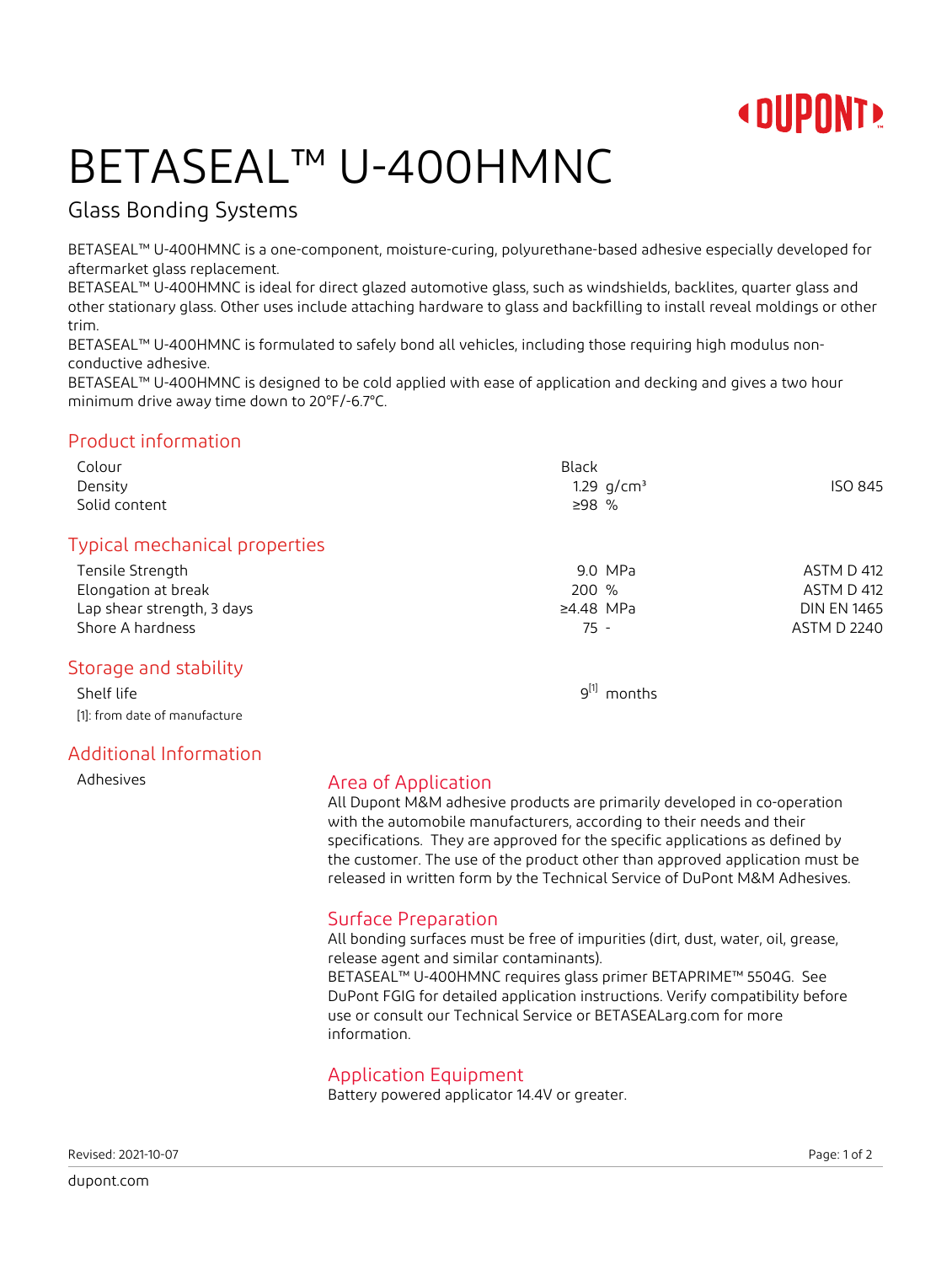# BETASEAL™ U-400HMNC

## Glass Bonding Systems

BETASEAL™ U-400HMNC is a one-component, moisture-curing, polyurethane-based adhesive especially developed for aftermarket glass replacement.
BETASEAL™ U-400HMNC is ideal for direct glazed automotive glass, such as windshields, backlites, quarter glass and other stationary glass. Other uses include attaching hardware to glass and backfilling to install reveal moldings or other trim.
BETASEAL™ U-400HMNC is formulated to safely bond all vehicles, including those requiring high modulus non-conductive adhesive.
BETASEAL™ U-400HMNC is designed to be cold applied with ease of application and decking and gives a two hour minimum drive away time down to 20°F/-6.7°C.

## Product information

| Property | Value | Unit | Standard |
|---|---|---|---|
| Colour | Black | | |
| Density | 1.29 | g/cm³ | ISO 845 |
| Solid content | ≥98 | % | |

## Typical mechanical properties

| Property | Value | Unit | Standard |
|---|---|---|---|
| Tensile Strength | 9.0 | MPa | ASTM D 412 |
| Elongation at break | 200 | % | ASTM D 412 |
| Lap shear strength, 3 days | ≥4.48 | MPa | DIN EN 1465 |
| Shore A hardness | 75 | - | ASTM D 2240 |

## Storage and stability

| Property | Value | Unit |
|---|---|---|
| Shelf life | 9[1] | months |

[1]: from date of manufacture

## Additional Information

Adhesives

### Area of Application

All Dupont M&M adhesive products are primarily developed in co-operation with the automobile manufacturers, according to their needs and their specifications. They are approved for the specific applications as defined by the customer. The use of the product other than approved application must be released in written form by the Technical Service of DuPont M&M Adhesives.

### Surface Preparation

All bonding surfaces must be free of impurities (dirt, dust, water, oil, grease, release agent and similar contaminants).
BETASEAL™ U-400HMNC requires glass primer BETAPRIME™ 5504G. See DuPont FGIG for detailed application instructions. Verify compatibility before use or consult our Technical Service or BETASEALarg.com for more information.

### Application Equipment

Battery powered applicator 14.4V or greater.

Revised: 2021-10-07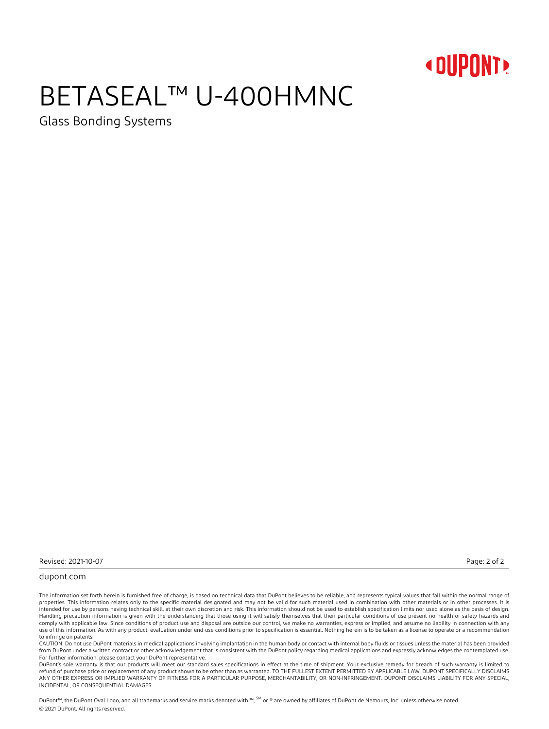# BETASEAL™ U-400HMNC

Glass Bonding Systems

Revised: 2021-10-07

dupont.com

The information set forth herein is furnished free of charge, is based on technical data that DuPont believes to be reliable, and represents typical values that fall within the normal range of properties. This information relates only to the specific material designated and may not be valid for such material used in combination with other materials or in other processes. It is intended for use by persons having technical skill, at their own discretion and risk. This information should not be used to establish specification limits nor used alone as the basis of design. Handling precaution information is given with the understanding that those using it will satisfy themselves that their particular conditions of use present no health or safety hazards and comply with applicable law. Since conditions of product use and disposal are outside our control, we make no warranties, express or implied, and assume no liability in connection with any use of this information. As with any product, evaluation under end-use conditions prior to specification is essential. Nothing herein is to be taken as a license to operate or a recommendation to infringe on patents.

CAUTION: Do not use DuPont materials in medical applications involving implantation in the human body or contact with internal body fluids or tissues unless the material has been provided from DuPont under a written contract or other acknowledgement that is consistent with the DuPont policy regarding medical applications and expressly acknowledges the contemplated use. For further information, please contact your DuPont representative.

DuPont's sole warranty is that our products will meet our standard sales specifications in effect at the time of shipment. Your exclusive remedy for breach of such warranty is limited to refund of purchase price or replacement of any product shown to be other than as warranted. TO THE FULLEST EXTENT PERMITTED BY APPLICABLE LAW, DUPONT SPECIFICALLY DISCLAIMS ANY OTHER EXPRESS OR IMPLIED WARRANTY OF FITNESS FOR A PARTICULAR PURPOSE, MERCHANTABILITY, OR NON-INFRINGEMENT. DUPONT DISCLAIMS LIABILITY FOR ANY SPECIAL, INCIDENTAL, OR CONSEQUENTIAL DAMAGES.

DuPont™, the DuPont Oval Logo, and all trademarks and service marks denoted with ™, SM or ® are owned by affiliates of DuPont de Nemours, Inc. unless otherwise noted.

© 2021 DuPont. All rights reserved.